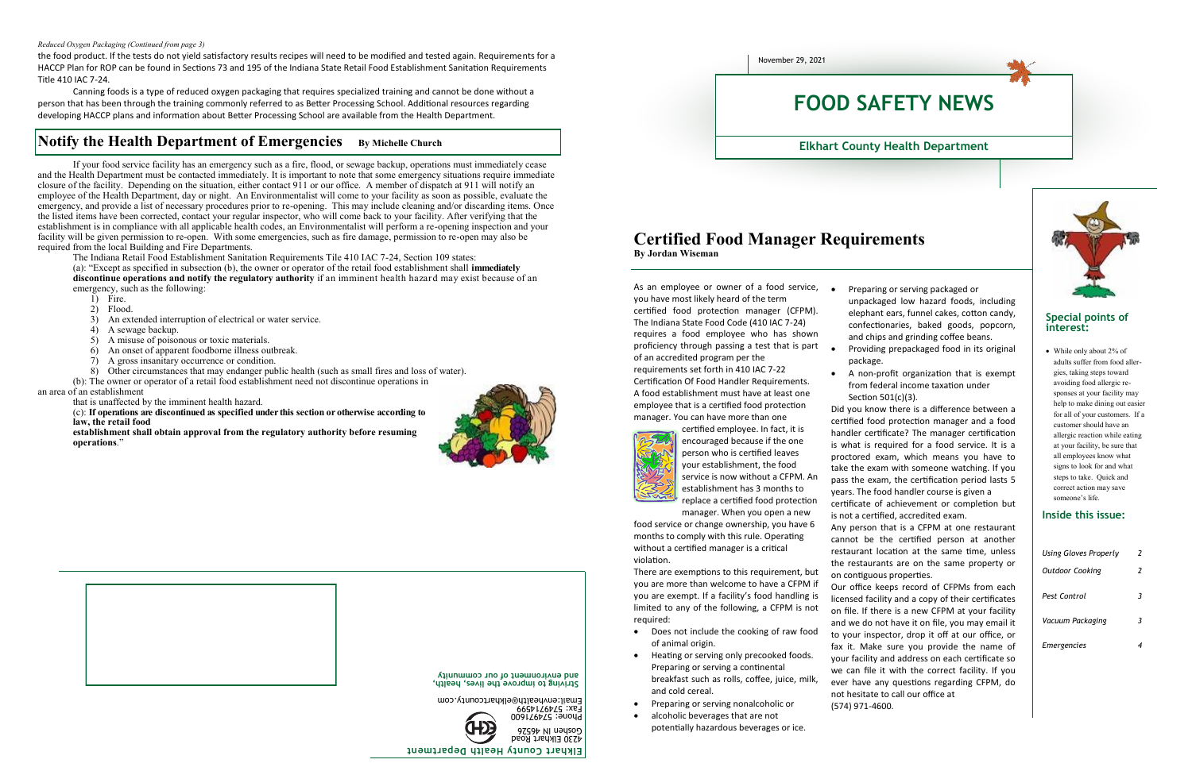*Reduced Oxygen Packaging (Continued from page 3)*

the food product. If the tests do not yield satisfactory results recipes will need to be modified and tested again. Requirements for a HACCP Plan for ROP can be found in Sections 73 and 195 of the Indiana State Retail Food Establishment Sanitation Requirements Title 410 IAC 7-24.

Canning foods is a type of reduced oxygen packaging that requires specialized training and cannot be done without a person that has been through the training commonly referred to as Better Processing School. Additional resources regarding developing HACCP plans and information about Better Processing School are available from the Health Department.

## Notify the Health Department of Emergencies

**By Michelle Church**

If your food service facility has an emergency such as a fire, flood, or sewage backup, operations must immediately cease and the Health Department must be contacted immediately. It is important to note that some emergency situations require immediate closure of the facility. Depending on the situation, either contact 911 or our office. A member of dispatch at 911 will notify an employee of the Health Department, day or night. An Environmentalist will come to your facility as soon as possible, evaluate the emergency, and provide a list of necessary procedures prior to re-opening. This may include cleaning and/or discarding items. Once the listed items have been corrected, contact your regular inspector, who will come back to your facility. After verifying that the establishment is in compliance with all applicable health codes, an Environmentalist will perform a re-opening inspection and your facility will be given permission to re-open. With some emergencies, such as fire damage, permission to re-open may also be required from the local Building and Fire Departments.

The Indiana Retail Food Establishment Sanitation Requirements Tile 410 IAC 7-24, Section 109 states:

(a): "Except as specified in subsection (b), the owner or operator of the retail food establishment shall **immediately discontinue operations and notify the regulatory authority** if an imminent health hazard may exist because of an emergency, such as the following:

1) Fire.
2) Flood.
3) An extended interruption of electrical or water service.
4) A sewage backup.
5) A misuse of poisonous or toxic materials.
6) An onset of apparent foodborne illness outbreak.
7) A gross insanitary occurrence or condition.
8) Other circumstances that may endanger public health (such as small fires and loss of water).

(b): The owner or operator of a retail food establishment need not discontinue operations in an area of an establishment that is unaffected by the imminent health hazard.

(c): **If operations are discontinued as specified under this section or otherwise according to law, the retail food establishment shall obtain approval from the regulatory authority before resuming operations**."

**Elkhart County Health Department**
4230 Elkhart Road
Goshen IN 46526
Phone: 5744971600
Fax: 5744971499
Email:envhealth@elkhartcounty.com

**Striving to improve the lives, health, and environment of our community**

November 29, 2021

# FOOD SAFETY NEWS

**Elkhart County Health Department**

## Certified Food Manager Requirements

**By Jordan Wiseman**

As an employee or owner of a food service, you have most likely heard of the term certified food protection manager (CFPM). The Indiana State Food Code (410 IAC 7-24) requires a food employee who has shown proficiency through passing a test that is part of an accredited program per the requirements set forth in 410 IAC 7-22 Certification Of Food Handler Requirements. A food establishment must have at least one employee that is a certified food protection manager. You can have more than one certified employee. In fact, it is encouraged because if the one person who is certified leaves your establishment, the food service is now without a CFPM. An establishment has 3 months to replace a certified food protection manager. When you open a new food service or change ownership, you have 6 months to comply with this rule. Operating without a certified manager is a critical violation.

There are exemptions to this requirement, but you are more than welcome to have a CFPM if you are exempt. If a facility's food handling is limited to any of the following, a CFPM is not required:

- Does not include the cooking of raw food of animal origin.
- Heating or serving only precooked foods. Preparing or serving a continental breakfast such as rolls, coffee, juice, milk, and cold cereal.
- Preparing or serving nonalcoholic or
- alcoholic beverages that are not potentially hazardous beverages or ice.
- Preparing or serving packaged or unpackaged low hazard foods, including elephant ears, funnel cakes, cotton candy, confectionaries, baked goods, popcorn, and chips and grinding coffee beans.
- Providing prepackaged food in its original package.
- A non-profit organization that is exempt from federal income taxation under Section 501(c)(3).

Did you know there is a difference between a certified food protection manager and a food handler certificate? The manager certification is what is required for a food service. It is a proctored exam, which means you have to take the exam with someone watching. If you pass the exam, the certification period lasts 5 years. The food handler course is given a certificate of achievement or completion but is not a certified, accredited exam.

Any person that is a CFPM at one restaurant cannot be the certified person at another restaurant location at the same time, unless the restaurants are on the same property or on contiguous properties.

Our office keeps record of CFPMs from each licensed facility and a copy of their certificates on file. If there is a new CFPM at your facility and we do not have it on file, you may email it to your inspector, drop it off at our office, or fax it. Make sure you provide the name of your facility and address on each certificate so we can file it with the correct facility. If you ever have any questions regarding CFPM, do not hesitate to call our office at (574) 971-4600.

### Special points of interest:

- While only about 2% of adults suffer from food allergies, taking steps toward avoiding food allergic responses at your facility may help to make dining out easier for all of your customers. If a customer should have an allergic reaction while eating at your facility, be sure that all employees know what signs to look for and what steps to take. Quick and correct action may save someone's life.

### Inside this issue:

| | |
|---|---|
| *Using Gloves Properly* | *2* |
| *Outdoor Cooking* | *2* |
| *Pest Control* | *3* |
| *Vacuum Packaging* | *3* |
| *Emergencies* | *4* |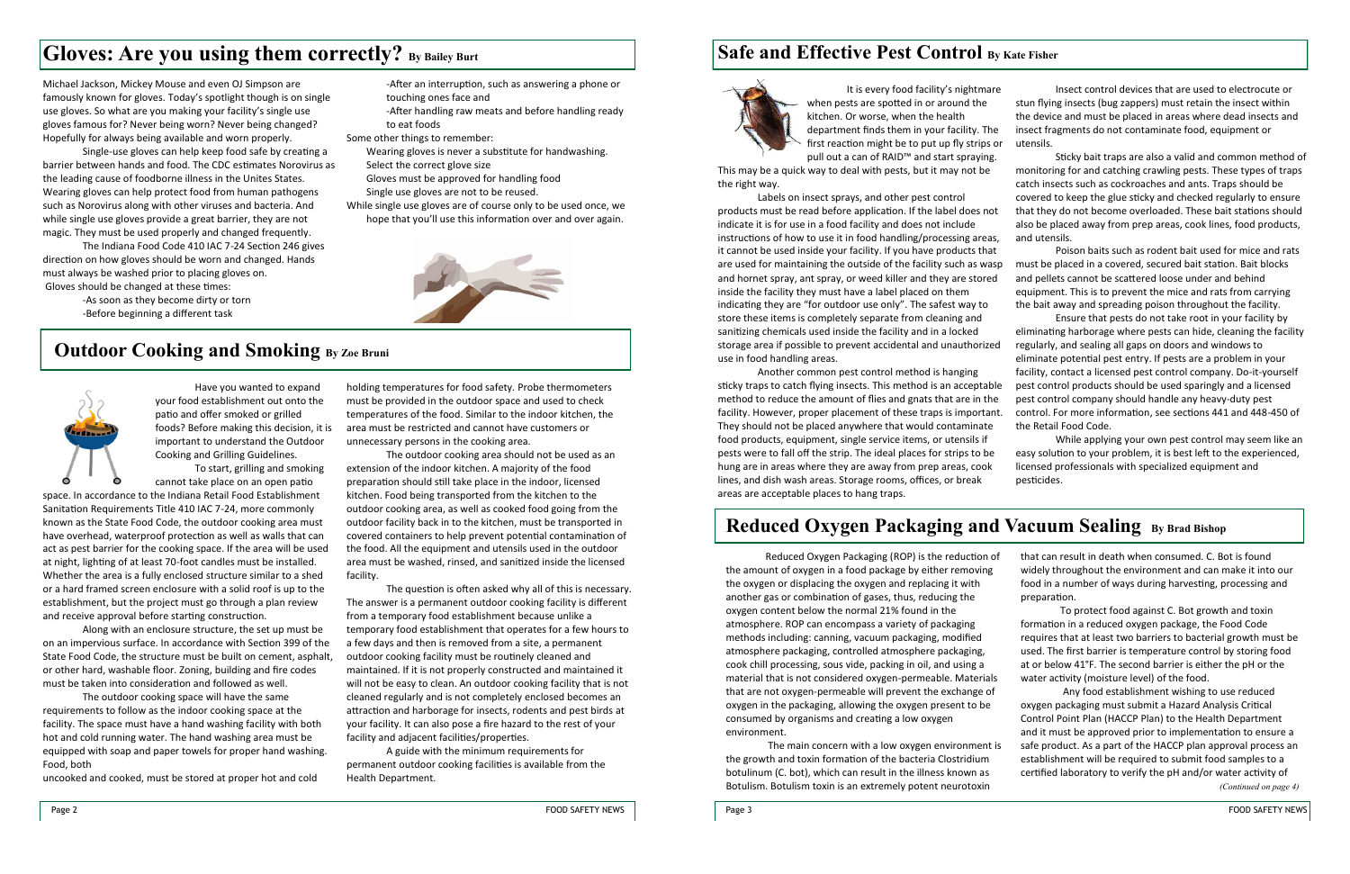## Gloves: Are you using them correctly? By Bailey Burt

Michael Jackson, Mickey Mouse and even OJ Simpson are famously known for gloves. Today's spotlight though is on single use gloves. So what are you making your facility's single use gloves famous for? Never being worn? Never being changed? Hopefully for always being available and worn properly.

Single-use gloves can help keep food safe by creating a barrier between hands and food. The CDC estimates Norovirus as the leading cause of foodborne illness in the Unites States. Wearing gloves can help protect food from human pathogens such as Norovirus along with other viruses and bacteria. And while single use gloves provide a great barrier, they are not magic. They must be used properly and changed frequently.

The Indiana Food Code 410 IAC 7-24 Section 246 gives direction on how gloves should be worn and changed. Hands must always be washed prior to placing gloves on.

Gloves should be changed at these times:

- As soon as they become dirty or torn
- Before beginning a different task
- After an interruption, such as answering a phone or touching ones face and
- After handling raw meats and before handling ready to eat foods

Some other things to remember:

- Wearing gloves is never a substitute for handwashing.
- Select the correct glove size
- Gloves must be approved for handling food
- Single use gloves are not to be reused.

While single use gloves are of course only to be used once, we hope that you'll use this information over and over again.

## Outdoor Cooking and Smoking By Zoe Bruni

Have you wanted to expand your food establishment out onto the patio and offer smoked or grilled foods? Before making this decision, it is important to understand the Outdoor Cooking and Grilling Guidelines.

To start, grilling and smoking cannot take place on an open patio space. In accordance to the Indiana Retail Food Establishment Sanitation Requirements Title 410 IAC 7-24, more commonly known as the State Food Code, the outdoor cooking area must have overhead, waterproof protection as well as walls that can act as pest barrier for the cooking space. If the area will be used at night, lighting of at least 70-foot candles must be installed. Whether the area is a fully enclosed structure similar to a shed or a hard framed screen enclosure with a solid roof is up to the establishment, but the project must go through a plan review and receive approval before starting construction.

Along with an enclosure structure, the set up must be on an impervious surface. In accordance with Section 399 of the State Food Code, the structure must be built on cement, asphalt, or other hard, washable floor. Zoning, building and fire codes must be taken into consideration and followed as well.

The outdoor cooking space will have the same requirements to follow as the indoor cooking space at the facility. The space must have a hand washing facility with both hot and cold running water. The hand washing area must be equipped with soap and paper towels for proper hand washing. Food, both uncooked and cooked, must be stored at proper hot and cold holding temperatures for food safety. Probe thermometers must be provided in the outdoor space and used to check temperatures of the food. Similar to the indoor kitchen, the area must be restricted and cannot have customers or unnecessary persons in the cooking area.

The outdoor cooking area should not be used as an extension of the indoor kitchen. A majority of the food preparation should still take place in the indoor, licensed kitchen. Food being transported from the kitchen to the outdoor cooking area, as well as cooked food going from the outdoor facility back in to the kitchen, must be transported in covered containers to help prevent potential contamination of the food. All the equipment and utensils used in the outdoor area must be washed, rinsed, and sanitized inside the licensed facility.

The question is often asked why all of this is necessary. The answer is a permanent outdoor cooking facility is different from a temporary food establishment because unlike a temporary food establishment that operates for a few hours to a few days and then is removed from a site, a permanent outdoor cooking facility must be routinely cleaned and maintained. If it is not properly constructed and maintained it will not be easy to clean. An outdoor cooking facility that is not cleaned regularly and is not completely enclosed becomes an attraction and harborage for insects, rodents and pest birds at your facility. It can also pose a fire hazard to the rest of your facility and adjacent facilities/properties.

A guide with the minimum requirements for permanent outdoor cooking facilities is available from the Health Department.

## Safe and Effective Pest Control By Kate Fisher

It is every food facility's nightmare when pests are spotted in or around the kitchen. Or worse, when the health department finds them in your facility. The first reaction might be to put up fly strips or pull out a can of RAID™ and start spraying. This may be a quick way to deal with pests, but it may not be the right way.

Labels on insect sprays, and other pest control products must be read before application. If the label does not indicate it is for use in a food facility and does not include instructions of how to use it in food handling/processing areas, it cannot be used inside your facility. If you have products that are used for maintaining the outside of the facility such as wasp and hornet spray, ant spray, or weed killer and they are stored inside the facility they must have a label placed on them indicating they are "for outdoor use only". The safest way to store these items is completely separate from cleaning and sanitizing chemicals used inside the facility and in a locked storage area if possible to prevent accidental and unauthorized use in food handling areas.

Another common pest control method is hanging sticky traps to catch flying insects. This method is an acceptable method to reduce the amount of flies and gnats that are in the facility. However, proper placement of these traps is important. They should not be placed anywhere that would contaminate food products, equipment, single service items, or utensils if pests were to fall off the strip. The ideal places for strips to be hung are in areas where they are away from prep areas, cook lines, and dish wash areas. Storage rooms, offices, or break areas are acceptable places to hang traps.

Insect control devices that are used to electrocute or stun flying insects (bug zappers) must retain the insect within the device and must be placed in areas where dead insects and insect fragments do not contaminate food, equipment or utensils.

Sticky bait traps are also a valid and common method of monitoring for and catching crawling pests. These types of traps catch insects such as cockroaches and ants. Traps should be covered to keep the glue sticky and checked regularly to ensure that they do not become overloaded. These bait stations should also be placed away from prep areas, cook lines, food products, and utensils.

Poison baits such as rodent bait used for mice and rats must be placed in a covered, secured bait station. Bait blocks and pellets cannot be scattered loose under and behind equipment. This is to prevent the mice and rats from carrying the bait away and spreading poison throughout the facility.

Ensure that pests do not take root in your facility by eliminating harborage where pests can hide, cleaning the facility regularly, and sealing all gaps on doors and windows to eliminate potential pest entry. If pests are a problem in your facility, contact a licensed pest control company. Do-it-yourself pest control products should be used sparingly and a licensed pest control company should handle any heavy-duty pest control. For more information, see sections 441 and 448-450 of the Retail Food Code.

While applying your own pest control may seem like an easy solution to your problem, it is best left to the experienced, licensed professionals with specialized equipment and pesticides.

## Reduced Oxygen Packaging and Vacuum Sealing By Brad Bishop

Reduced Oxygen Packaging (ROP) is the reduction of the amount of oxygen in a food package by either removing the oxygen or displacing the oxygen and replacing it with another gas or combination of gases, thus, reducing the oxygen content below the normal 21% found in the atmosphere. ROP can encompass a variety of packaging methods including: canning, vacuum packaging, modified atmosphere packaging, controlled atmosphere packaging, cook chill processing, sous vide, packing in oil, and using a material that is not considered oxygen-permeable. Materials that are not oxygen-permeable will prevent the exchange of oxygen in the packaging, allowing the oxygen present to be consumed by organisms and creating a low oxygen environment.

The main concern with a low oxygen environment is the growth and toxin formation of the bacteria Clostridium botulinum (C. bot), which can result in the illness known as Botulism. Botulism toxin is an extremely potent neurotoxin that can result in death when consumed. C. Bot is found widely throughout the environment and can make it into our food in a number of ways during harvesting, processing and preparation.

To protect food against C. Bot growth and toxin formation in a reduced oxygen package, the Food Code requires that at least two barriers to bacterial growth must be used. The first barrier is temperature control by storing food at or below 41°F. The second barrier is either the pH or the water activity (moisture level) of the food.

Any food establishment wishing to use reduced oxygen packaging must submit a Hazard Analysis Critical Control Point Plan (HACCP Plan) to the Health Department and it must be approved prior to implementation to ensure a safe product. As a part of the HACCP plan approval process an establishment will be required to submit food samples to a certified laboratory to verify the pH and/or water activity of

*(Continued on page 4)*